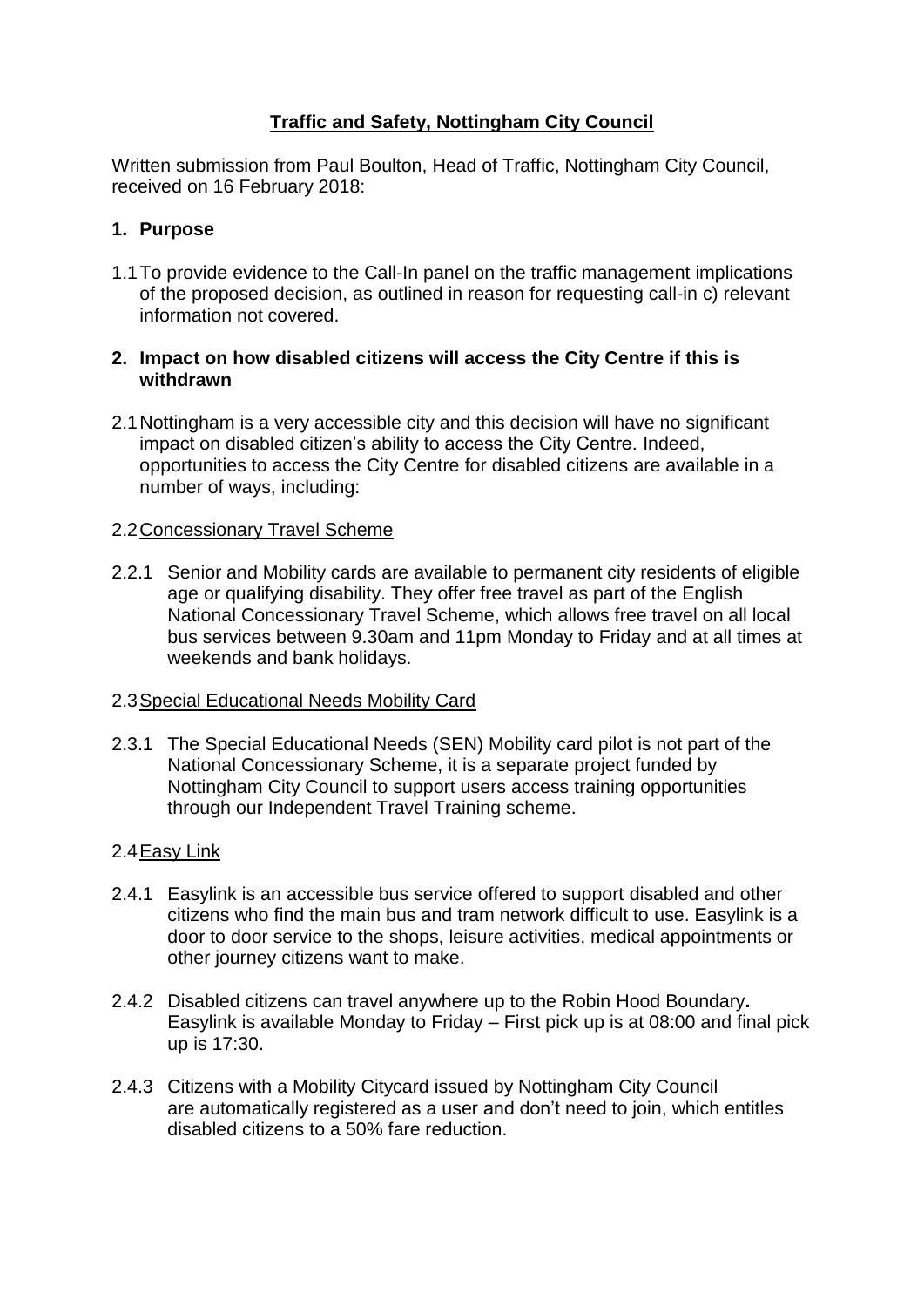# Traffic and Safety, Nottingham City Council

Written submission from Paul Boulton, Head of Traffic, Nottingham City Council, received on 16 February 2018:

## 1. Purpose

1.1 To provide evidence to the Call-In panel on the traffic management implications of the proposed decision, as outlined in reason for requesting call-in c) relevant information not covered.

## 2. Impact on how disabled citizens will access the City Centre if this is withdrawn

2.1 Nottingham is a very accessible city and this decision will have no significant impact on disabled citizen's ability to access the City Centre. Indeed, opportunities to access the City Centre for disabled citizens are available in a number of ways, including:

2.2 Concessionary Travel Scheme

2.2.1 Senior and Mobility cards are available to permanent city residents of eligible age or qualifying disability. They offer free travel as part of the English National Concessionary Travel Scheme, which allows free travel on all local bus services between 9.30am and 11pm Monday to Friday and at all times at weekends and bank holidays.

2.3 Special Educational Needs Mobility Card

2.3.1 The Special Educational Needs (SEN) Mobility card pilot is not part of the National Concessionary Scheme, it is a separate project funded by Nottingham City Council to support users access training opportunities through our Independent Travel Training scheme.

2.4 Easy Link

2.4.1 Easylink is an accessible bus service offered to support disabled and other citizens who find the main bus and tram network difficult to use. Easylink is a door to door service to the shops, leisure activities, medical appointments or other journey citizens want to make.

2.4.2 Disabled citizens can travel anywhere up to the Robin Hood Boundary**.** Easylink is available Monday to Friday – First pick up is at 08:00 and final pick up is 17:30.

2.4.3 Citizens with a Mobility Citycard issued by Nottingham City Council are automatically registered as a user and don't need to join, which entitles disabled citizens to a 50% fare reduction.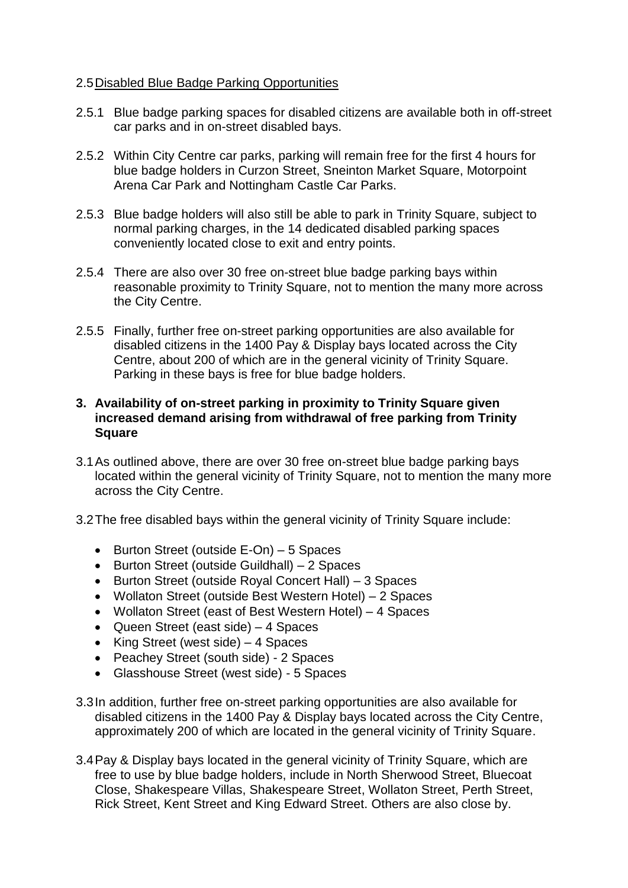2.5 Disabled Blue Badge Parking Opportunities

2.5.1 Blue badge parking spaces for disabled citizens are available both in off-street car parks and in on-street disabled bays.

2.5.2 Within City Centre car parks, parking will remain free for the first 4 hours for blue badge holders in Curzon Street, Sneinton Market Square, Motorpoint Arena Car Park and Nottingham Castle Car Parks.

2.5.3 Blue badge holders will also still be able to park in Trinity Square, subject to normal parking charges, in the 14 dedicated disabled parking spaces conveniently located close to exit and entry points.

2.5.4 There are also over 30 free on-street blue badge parking bays within reasonable proximity to Trinity Square, not to mention the many more across the City Centre.

2.5.5 Finally, further free on-street parking opportunities are also available for disabled citizens in the 1400 Pay & Display bays located across the City Centre, about 200 of which are in the general vicinity of Trinity Square. Parking in these bays is free for blue badge holders.

## 3. Availability of on-street parking in proximity to Trinity Square given increased demand arising from withdrawal of free parking from Trinity Square

3.1 As outlined above, there are over 30 free on-street blue badge parking bays located within the general vicinity of Trinity Square, not to mention the many more across the City Centre.

3.2 The free disabled bays within the general vicinity of Trinity Square include:

- Burton Street (outside E-On) – 5 Spaces
- Burton Street (outside Guildhall) – 2 Spaces
- Burton Street (outside Royal Concert Hall) – 3 Spaces
- Wollaton Street (outside Best Western Hotel) – 2 Spaces
- Wollaton Street (east of Best Western Hotel) – 4 Spaces
- Queen Street (east side) – 4 Spaces
- King Street (west side) – 4 Spaces
- Peachey Street (south side) - 2 Spaces
- Glasshouse Street (west side) - 5 Spaces

3.3 In addition, further free on-street parking opportunities are also available for disabled citizens in the 1400 Pay & Display bays located across the City Centre, approximately 200 of which are located in the general vicinity of Trinity Square.

3.4 Pay & Display bays located in the general vicinity of Trinity Square, which are free to use by blue badge holders, include in North Sherwood Street, Bluecoat Close, Shakespeare Villas, Shakespeare Street, Wollaton Street, Perth Street, Rick Street, Kent Street and King Edward Street. Others are also close by.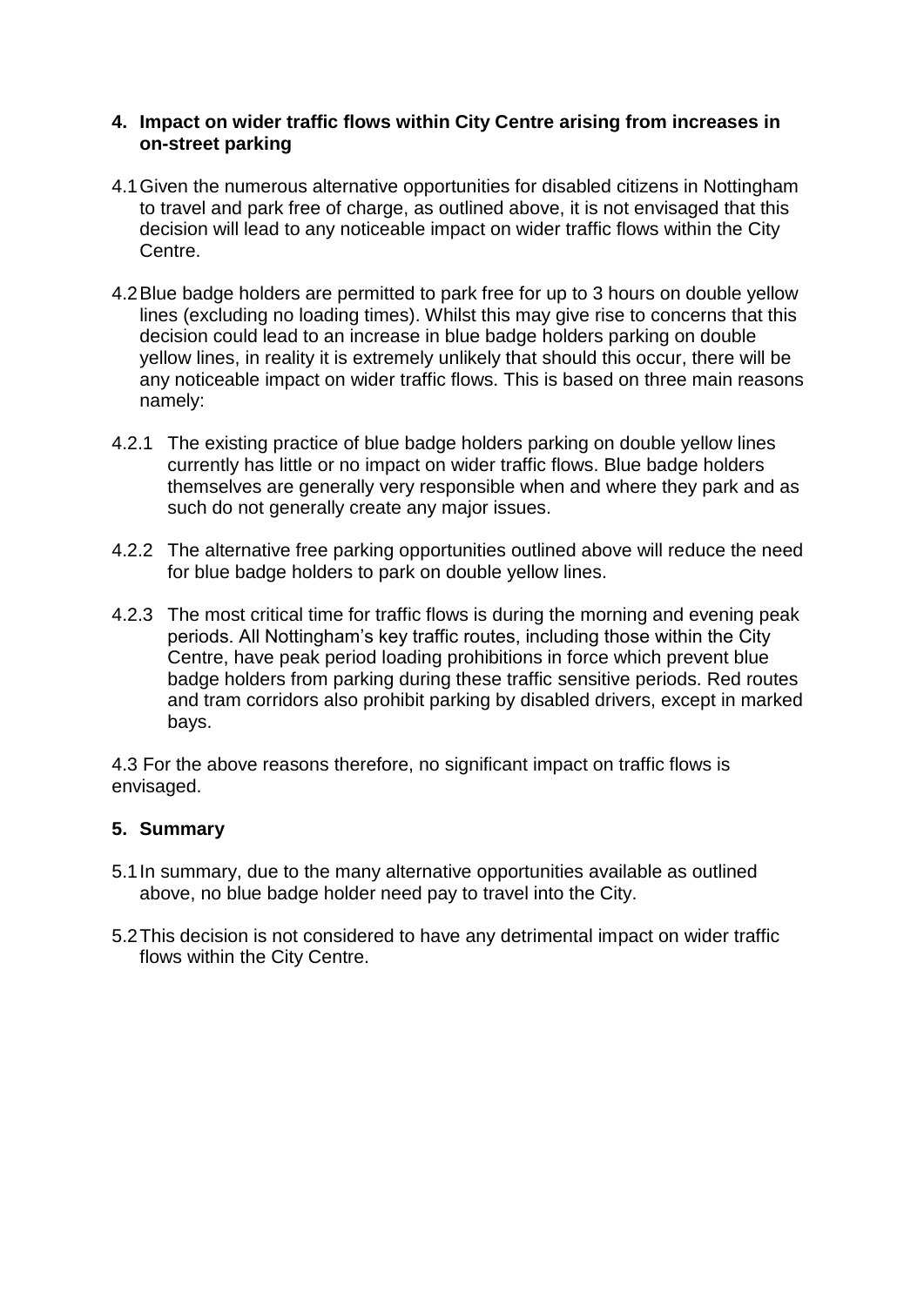## 4. Impact on wider traffic flows within City Centre arising from increases in on-street parking

4.1 Given the numerous alternative opportunities for disabled citizens in Nottingham to travel and park free of charge, as outlined above, it is not envisaged that this decision will lead to any noticeable impact on wider traffic flows within the City Centre.

4.2 Blue badge holders are permitted to park free for up to 3 hours on double yellow lines (excluding no loading times). Whilst this may give rise to concerns that this decision could lead to an increase in blue badge holders parking on double yellow lines, in reality it is extremely unlikely that should this occur, there will be any noticeable impact on wider traffic flows. This is based on three main reasons namely:

4.2.1 The existing practice of blue badge holders parking on double yellow lines currently has little or no impact on wider traffic flows. Blue badge holders themselves are generally very responsible when and where they park and as such do not generally create any major issues.

4.2.2 The alternative free parking opportunities outlined above will reduce the need for blue badge holders to park on double yellow lines.

4.2.3 The most critical time for traffic flows is during the morning and evening peak periods. All Nottingham's key traffic routes, including those within the City Centre, have peak period loading prohibitions in force which prevent blue badge holders from parking during these traffic sensitive periods. Red routes and tram corridors also prohibit parking by disabled drivers, except in marked bays.

4.3 For the above reasons therefore, no significant impact on traffic flows is envisaged.

## 5. Summary

5.1 In summary, due to the many alternative opportunities available as outlined above, no blue badge holder need pay to travel into the City.

5.2 This decision is not considered to have any detrimental impact on wider traffic flows within the City Centre.